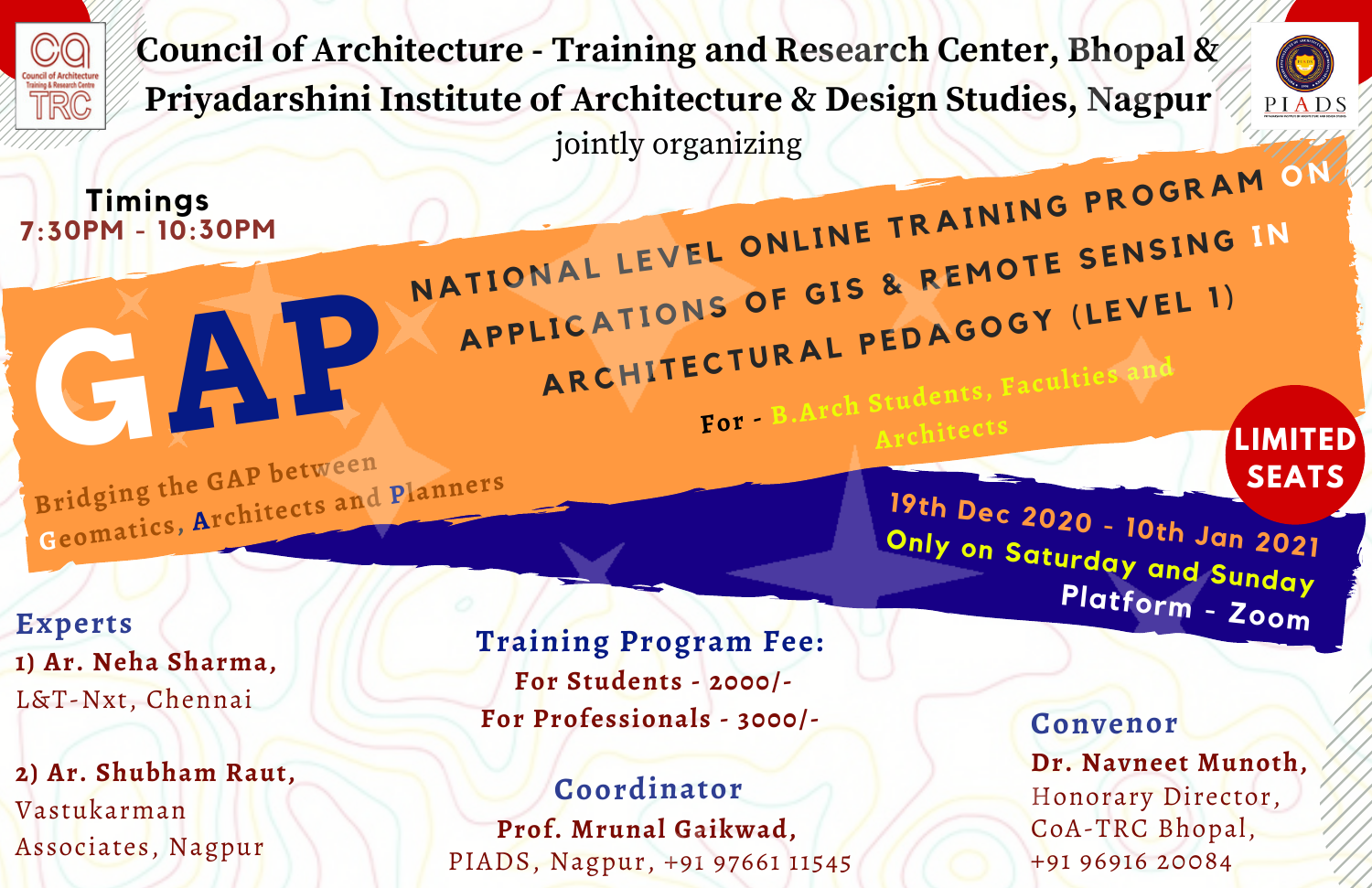# Council of Architecture - Training and Research Center, Bhopal & Priyadarshini Institute of Architecture & Design Studies, Nagpur

jointly organizing

**Timings**
7:30PM - 10:30PM

# GAP

## NATIONAL LEVEL ONLINE TRAINING PROGRAM ON APPLICATIONS OF GIS & REMOTE SENSING IN ARCHITECTURAL PEDAGOGY (LEVEL 1)

For - B.Arch Students, Faculties and Architects

Bridging the GAP between Geomatics, Architects and Planners

**LIMITED SEATS**

19th Dec 2020 - 10th Jan 2021
Only on Saturday and Sunday
Platform - Zoom

### Experts

1) **Ar. Neha Sharma,**
L&T-Nxt, Chennai

2) **Ar. Shubham Raut,**
Vastukarman Associates, Nagpur

### Training Program Fee:

**For Students - 2000/-**
**For Professionals - 3000/-**

### Coordinator

**Prof. Mrunal Gaikwad,**
PIADS, Nagpur, +91 97661 11545

### Convenor

**Dr. Navneet Munoth,**
Honorary Director,
CoA-TRC Bhopal,
+91 96916 20084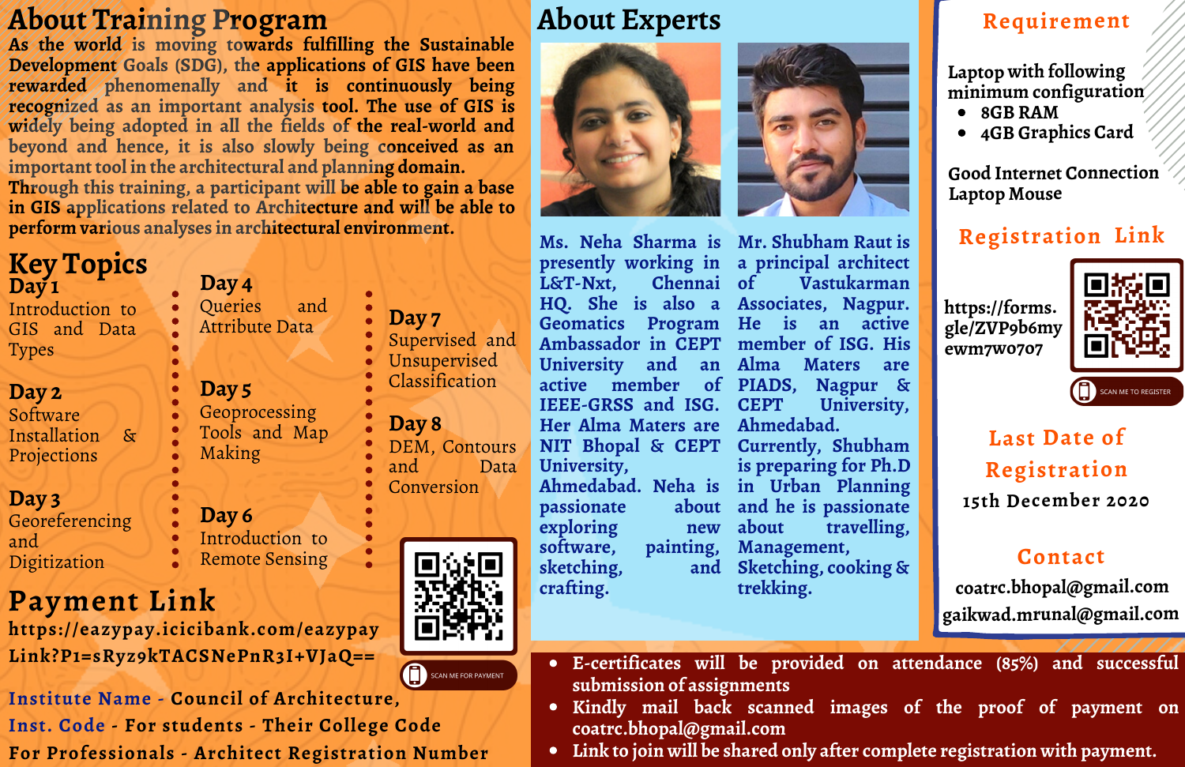## About Training Program

As the world is moving towards fulfilling the Sustainable Development Goals (SDG), the applications of GIS have been rewarded phenomenally and it is continuously being recognized as an important analysis tool. The use of GIS is widely being adopted in all the fields of the real-world and beyond and hence, it is also slowly being conceived as an important tool in the architectural and planning domain. Through this training, a participant will be able to gain a base in GIS applications related to Architecture and will be able to perform various analyses in architectural environment.

## Key Topics

**Day 1**
Introduction to GIS and Data Types

**Day 2**
Software Installation & Projections

**Day 3**
Georeferencing and Digitization

**Day 4**
Queries and Attribute Data

**Day 5**
Geoprocessing Tools and Map Making

**Day 6**
Introduction to Remote Sensing

**Day 7**
Supervised and Unsupervised Classification

**Day 8**
DEM, Contours and Data Conversion

## Payment Link

https://eazypay.icicibank.com/eazypayLink?P1=sRyz9kTACSNePnR3I+VJaQ==

SCAN ME FOR PAYMENT

**Institute Name** - Council of Architecture,

**Inst. Code** - For students - Their College Code

For Professionals - Architect Registration Number

## About Experts

**Ms. Neha Sharma** is presently working in L&T-Nxt, Chennai HQ. She is also a Geomatics Program Ambassador in CEPT University and an active member of IEEE-GRSS and ISG. Her Alma Maters are NIT Bhopal & CEPT University, Ahmedabad. Neha is passionate about exploring new software, painting, sketching, and crafting.

**Mr. Shubham Raut** is a principal architect of Vastukarman Associates, Nagpur. He is an active member of ISG. His Alma Maters are PIADS, Nagpur & CEPT University, Ahmedabad. Currently, Shubham is preparing for Ph.D in Urban Planning and he is passionate about travelling, Management, Sketching, cooking & trekking.

## Requirement

Laptop with following minimum configuration
- 8GB RAM
- 4GB Graphics Card

Good Internet Connection
Laptop Mouse

## Registration Link

https://forms.gle/ZVP9b6myewm7w0707

SCAN ME TO REGISTER

## Last Date of Registration

15th December 2020

## Contact

coatrc.bhopal@gmail.com
gaikwad.mrunal@gmail.com

- E-certificates will be provided on attendance (85%) and successful submission of assignments
- Kindly mail back scanned images of the proof of payment on coatrc.bhopal@gmail.com
- Link to join will be shared only after complete registration with payment.